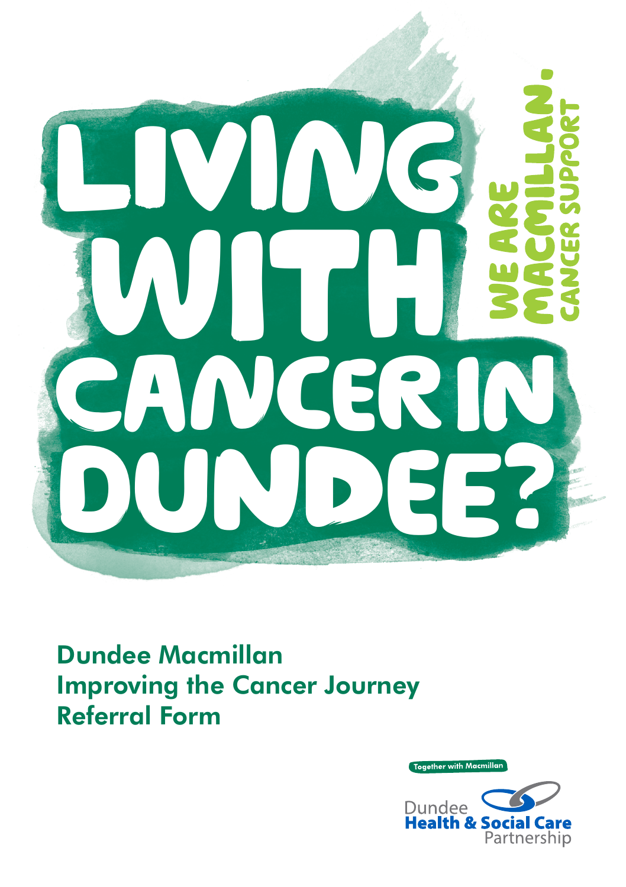# LIVING WITH CANCER IN DUNDEE?

WE ARE MACMILLAN. CANCER SUPPORT

## Dundee Macmillan Improving the Cancer Journey Referral Form

Together with Macmillan

Dundee Health & Social Care Partnership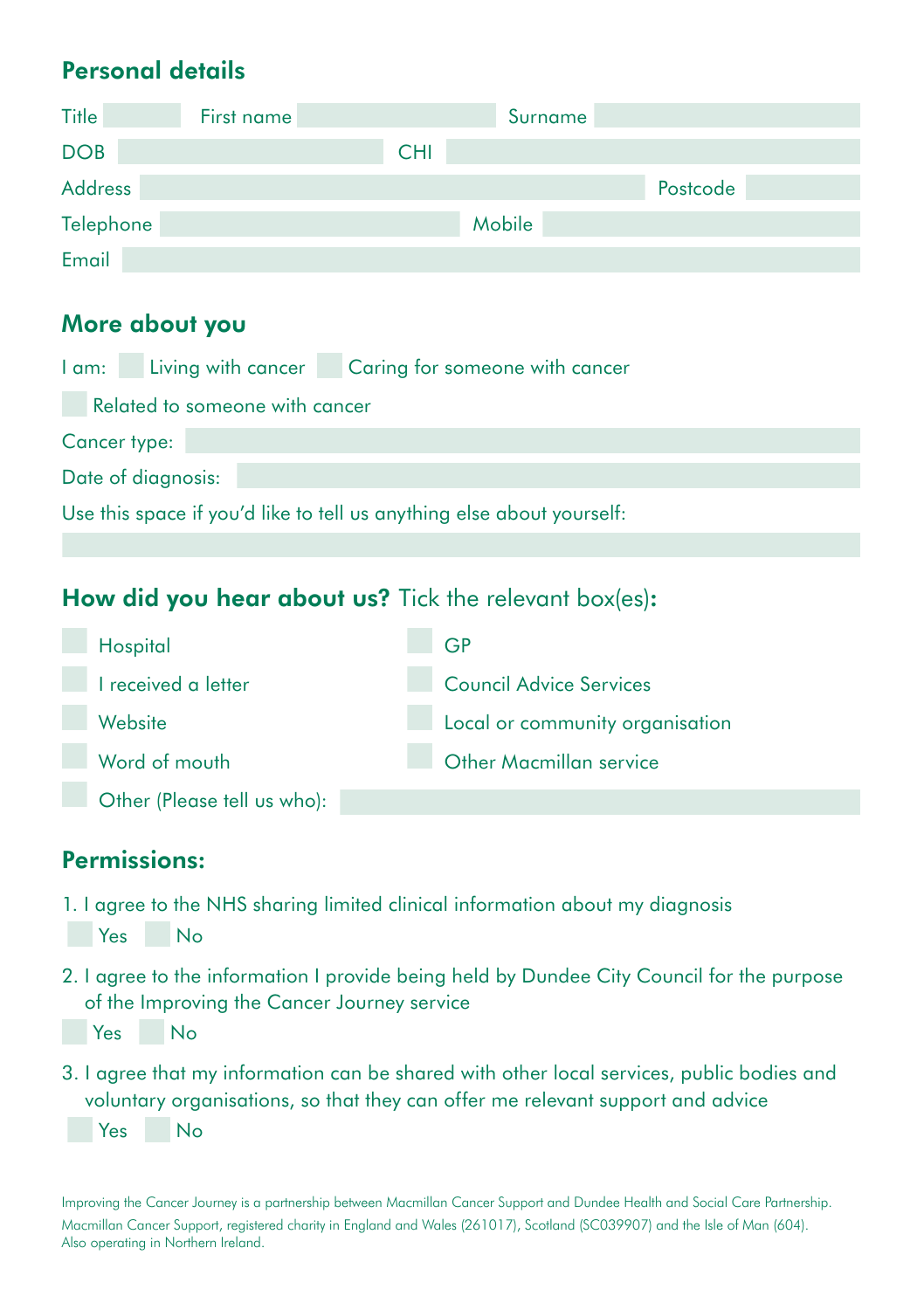## Personal details

Title | First name | Surname
DOB | CHI
Address | Postcode
Telephone | Mobile
Email

## More about you

I am: ☐ Living with cancer ☐ Caring for someone with cancer

☐ Related to someone with cancer

Cancer type:

Date of diagnosis:

Use this space if you'd like to tell us anything else about yourself:

## How did you hear about us? Tick the relevant box(es):

☐ Hospital

☐ I received a letter

☐ Website

☐ Word of mouth

☐ GP

☐ Council Advice Services

☐ Local or community organisation

☐ Other Macmillan service

☐ Other (Please tell us who):

## Permissions:

1. I agree to the NHS sharing limited clinical information about my diagnosis
   ☐ Yes ☐ No
2. I agree to the information I provide being held by Dundee City Council for the purpose of the Improving the Cancer Journey service
   ☐ Yes ☐ No
3. I agree that my information can be shared with other local services, public bodies and voluntary organisations, so that they can offer me relevant support and advice
   ☐ Yes ☐ No

Improving the Cancer Journey is a partnership between Macmillan Cancer Support and Dundee Health and Social Care Partnership.
Macmillan Cancer Support, registered charity in England and Wales (261017), Scotland (SC039907) and the Isle of Man (604). Also operating in Northern Ireland.